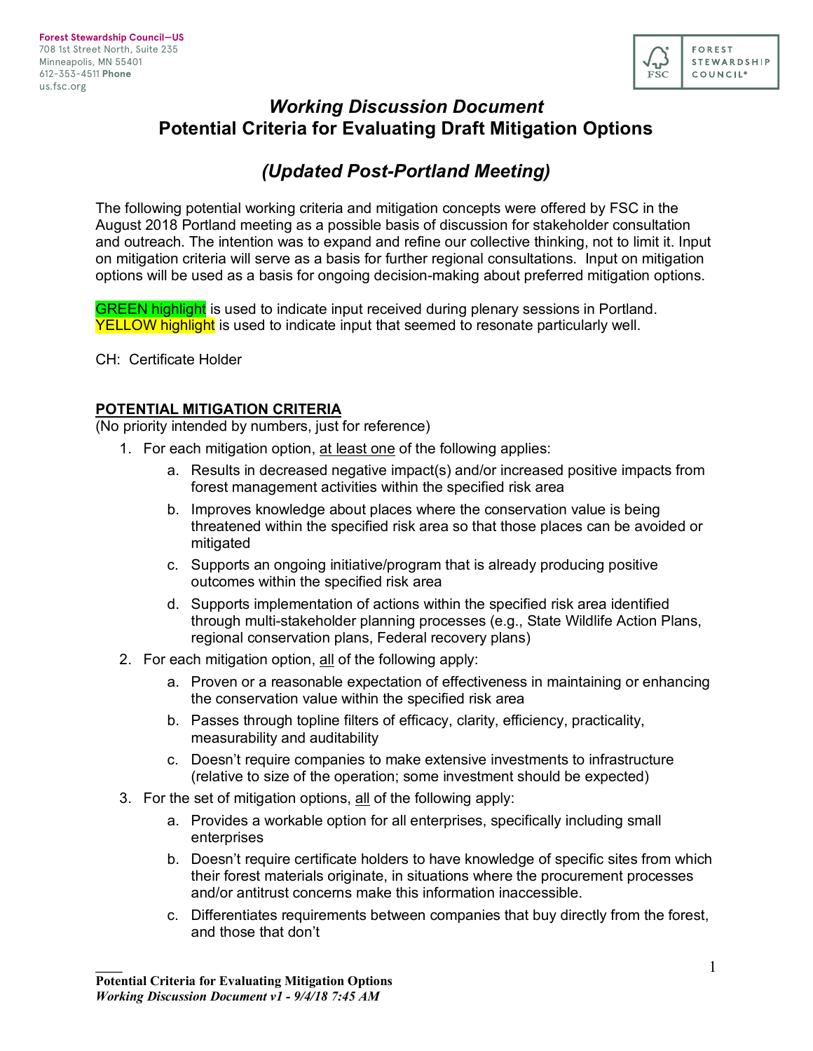Forest Stewardship Council—US
708 1st Street North, Suite 235
Minneapolis, MN 55401
612-353-4511 **Phone**
us.fsc.org

FOREST STEWARDSHIP COUNCIL®

# *Working Discussion Document*
# Potential Criteria for Evaluating Draft Mitigation Options

## *(Updated Post-Portland Meeting)*

The following potential working criteria and mitigation concepts were offered by FSC in the August 2018 Portland meeting as a possible basis of discussion for stakeholder consultation and outreach. The intention was to expand and refine our collective thinking, not to limit it. Input on mitigation criteria will serve as a basis for further regional consultations. Input on mitigation options will be used as a basis for ongoing decision-making about preferred mitigation options.

GREEN highlight is used to indicate input received during plenary sessions in Portland.
YELLOW highlight is used to indicate input that seemed to resonate particularly well.

CH: Certificate Holder

**POTENTIAL MITIGATION CRITERIA**
(No priority intended by numbers, just for reference)

1. For each mitigation option, at least one of the following applies:
   a. Results in decreased negative impact(s) and/or increased positive impacts from forest management activities within the specified risk area
   b. Improves knowledge about places where the conservation value is being threatened within the specified risk area so that those places can be avoided or mitigated
   c. Supports an ongoing initiative/program that is already producing positive outcomes within the specified risk area
   d. Supports implementation of actions within the specified risk area identified through multi-stakeholder planning processes (e.g., State Wildlife Action Plans, regional conservation plans, Federal recovery plans)
2. For each mitigation option, all of the following apply:
   a. Proven or a reasonable expectation of effectiveness in maintaining or enhancing the conservation value within the specified risk area
   b. Passes through topline filters of efficacy, clarity, efficiency, practicality, measurability and auditability
   c. Doesn't require companies to make extensive investments to infrastructure (relative to size of the operation; some investment should be expected)
3. For the set of mitigation options, all of the following apply:
   a. Provides a workable option for all enterprises, specifically including small enterprises
   b. Doesn't require certificate holders to have knowledge of specific sites from which their forest materials originate, in situations where the procurement processes and/or antitrust concerns make this information inaccessible.
   c. Differentiates requirements between companies that buy directly from the forest, and those that don't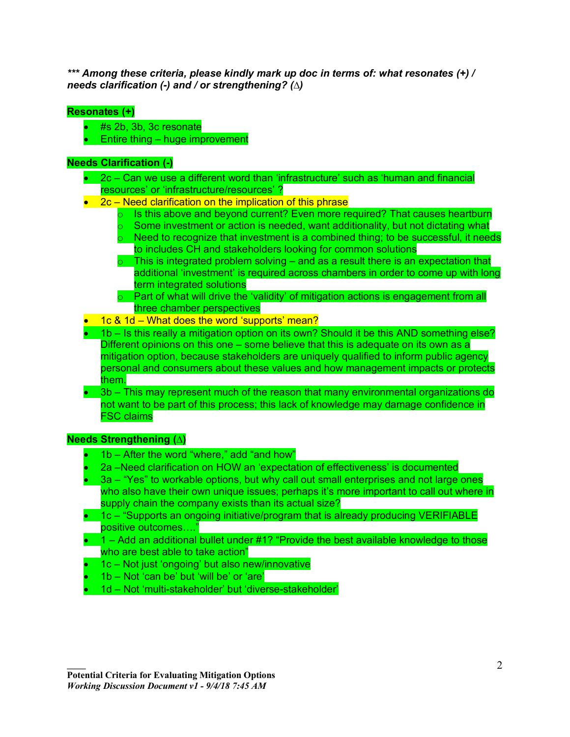***\*\*\* Among these criteria, please kindly mark up doc in terms of: what resonates (+) / needs clarification (-) and / or strengthening? (∆)***

**Resonates (+)**

- #s 2b, 3b, 3c resonate
- Entire thing – huge improvement

**Needs Clarification (-)**

- 2c – Can we use a different word than 'infrastructure' such as 'human and financial resources' or 'infrastructure/resources' ?
- 2c – Need clarification on the implication of this phrase
  - Is this above and beyond current? Even more required? That causes heartburn
  - Some investment or action is needed, want additionality, but not dictating what
  - Need to recognize that investment is a combined thing; to be successful, it needs to includes CH and stakeholders looking for common solutions
  - This is integrated problem solving – and as a result there is an expectation that additional 'investment' is required across chambers in order to come up with long term integrated solutions
  - Part of what will drive the 'validity' of mitigation actions is engagement from all three chamber perspectives
- 1c & 1d – What does the word 'supports' mean?
- 1b – Is this really a mitigation option on its own? Should it be this AND something else? Different opinions on this one – some believe that this is adequate on its own as a mitigation option, because stakeholders are uniquely qualified to inform public agency personal and consumers about these values and how management impacts or protects them.
- 3b – This may represent much of the reason that many environmental organizations do not want to be part of this process; this lack of knowledge may damage confidence in FSC claims

**Needs Strengthening (∆)**

- 1b – After the word "where," add "and how"
- 2a –Need clarification on HOW an 'expectation of effectiveness' is documented
- 3a – "Yes" to workable options, but why call out small enterprises and not large ones who also have their own unique issues; perhaps it's more important to call out where in supply chain the company exists than its actual size?
- 1c – "Supports an ongoing initiative/program that is already producing VERIFIABLE positive outcomes…."
- 1 – Add an additional bullet under #1? "Provide the best available knowledge to those who are best able to take action"
- 1c – Not just 'ongoing' but also new/innovative
- 1b – Not 'can be' but 'will be' or 'are'
- 1d – Not 'multi-stakeholder' but 'diverse-stakeholder'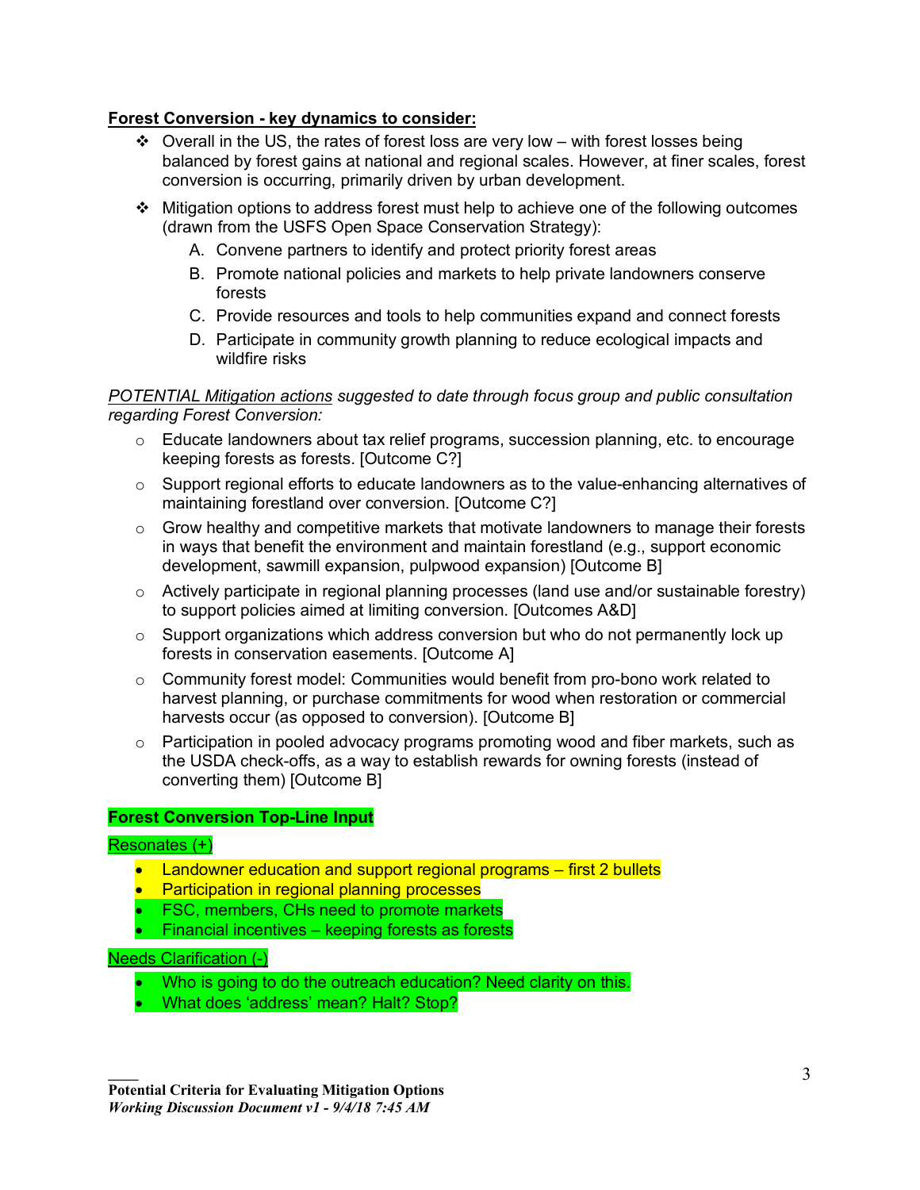**<u>Forest Conversion - key dynamics to consider:</u>**

- Overall in the US, the rates of forest loss are very low – with forest losses being balanced by forest gains at national and regional scales. However, at finer scales, forest conversion is occurring, primarily driven by urban development.
- Mitigation options to address forest must help to achieve one of the following outcomes (drawn from the USFS Open Space Conservation Strategy):
  - A. Convene partners to identify and protect priority forest areas
  - B. Promote national policies and markets to help private landowners conserve forests
  - C. Provide resources and tools to help communities expand and connect forests
  - D. Participate in community growth planning to reduce ecological impacts and wildfire risks

*<u>POTENTIAL Mitigation actions</u> suggested to date through focus group and public consultation regarding Forest Conversion:*

- Educate landowners about tax relief programs, succession planning, etc. to encourage keeping forests as forests. [Outcome C?]
- Support regional efforts to educate landowners as to the value-enhancing alternatives of maintaining forestland over conversion. [Outcome C?]
- Grow healthy and competitive markets that motivate landowners to manage their forests in ways that benefit the environment and maintain forestland (e.g., support economic development, sawmill expansion, pulpwood expansion) [Outcome B]
- Actively participate in regional planning processes (land use and/or sustainable forestry) to support policies aimed at limiting conversion. [Outcomes A&D]
- Support organizations which address conversion but who do not permanently lock up forests in conservation easements. [Outcome A]
- Community forest model: Communities would benefit from pro-bono work related to harvest planning, or purchase commitments for wood when restoration or commercial harvests occur (as opposed to conversion). [Outcome B]
- Participation in pooled advocacy programs promoting wood and fiber markets, such as the USDA check-offs, as a way to establish rewards for owning forests (instead of converting them) [Outcome B]

**Forest Conversion Top-Line Input**

<u>Resonates (+)</u>

- Landowner education and support regional programs – first 2 bullets
- Participation in regional planning processes
- FSC, members, CHs need to promote markets
- Financial incentives – keeping forests as forests

<u>Needs Clarification (-)</u>

- Who is going to do the outreach education? Need clarity on this.
- What does 'address' mean? Halt? Stop?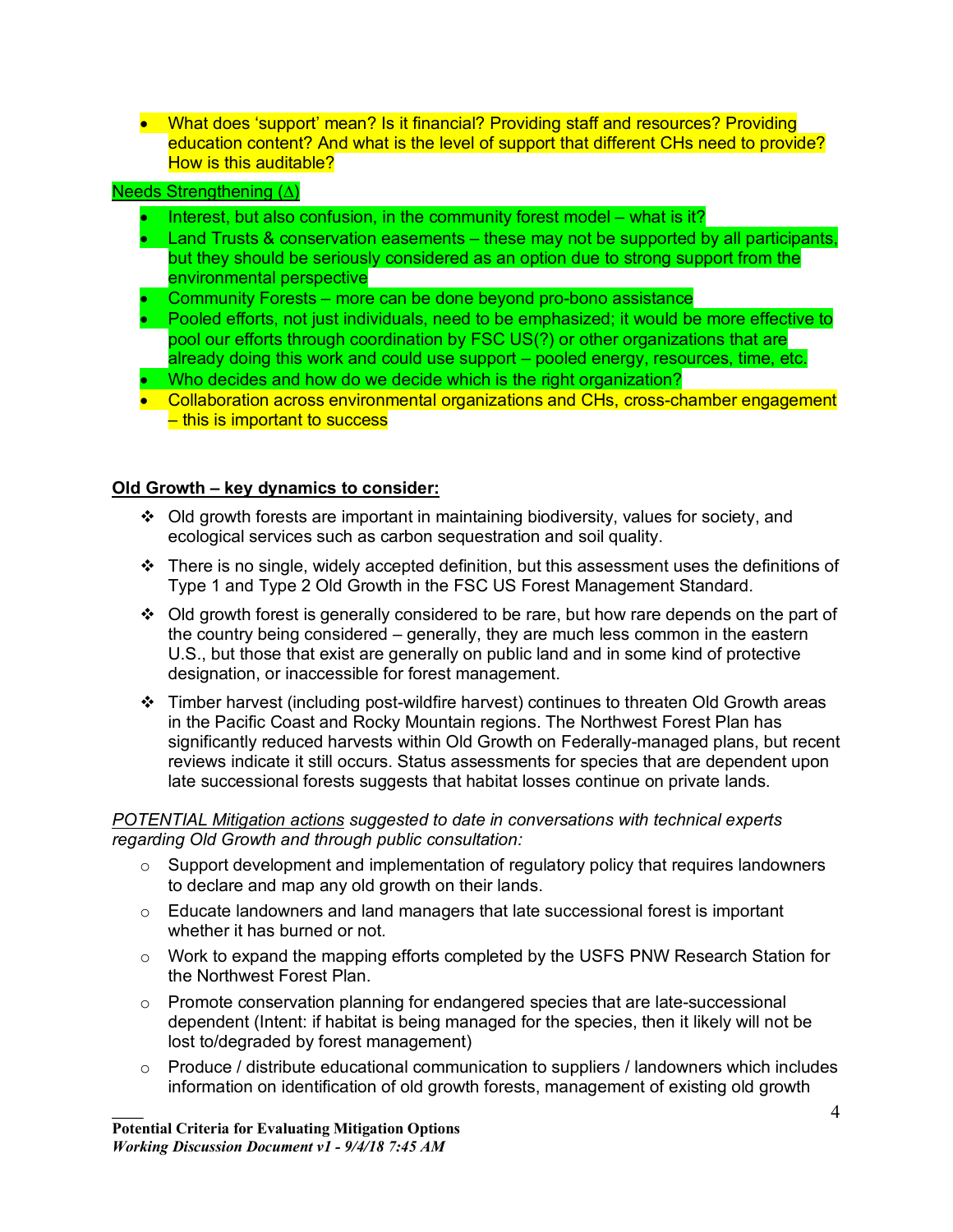- What does 'support' mean? Is it financial? Providing staff and resources? Providing education content? And what is the level of support that different CHs need to provide? How is this auditable?

Needs Strengthening (Δ)

- Interest, but also confusion, in the community forest model – what is it?
- Land Trusts & conservation easements – these may not be supported by all participants, but they should be seriously considered as an option due to strong support from the environmental perspective
- Community Forests – more can be done beyond pro-bono assistance
- Pooled efforts, not just individuals, need to be emphasized; it would be more effective to pool our efforts through coordination by FSC US(?) or other organizations that are already doing this work and could use support – pooled energy, resources, time, etc.
- Who decides and how do we decide which is the right organization?
- Collaboration across environmental organizations and CHs, cross-chamber engagement – this is important to success

**<u>Old Growth – key dynamics to consider:</u>**

- Old growth forests are important in maintaining biodiversity, values for society, and ecological services such as carbon sequestration and soil quality.
- There is no single, widely accepted definition, but this assessment uses the definitions of Type 1 and Type 2 Old Growth in the FSC US Forest Management Standard.
- Old growth forest is generally considered to be rare, but how rare depends on the part of the country being considered – generally, they are much less common in the eastern U.S., but those that exist are generally on public land and in some kind of protective designation, or inaccessible for forest management.
- Timber harvest (including post-wildfire harvest) continues to threaten Old Growth areas in the Pacific Coast and Rocky Mountain regions. The Northwest Forest Plan has significantly reduced harvests within Old Growth on Federally-managed plans, but recent reviews indicate it still occurs. Status assessments for species that are dependent upon late successional forests suggests that habitat losses continue on private lands.

*<u>POTENTIAL Mitigation actions</u> suggested to date in conversations with technical experts regarding Old Growth and through public consultation:*

- Support development and implementation of regulatory policy that requires landowners to declare and map any old growth on their lands.
- Educate landowners and land managers that late successional forest is important whether it has burned or not.
- Work to expand the mapping efforts completed by the USFS PNW Research Station for the Northwest Forest Plan.
- Promote conservation planning for endangered species that are late-successional dependent (Intent: if habitat is being managed for the species, then it likely will not be lost to/degraded by forest management)
- Produce / distribute educational communication to suppliers / landowners which includes information on identification of old growth forests, management of existing old growth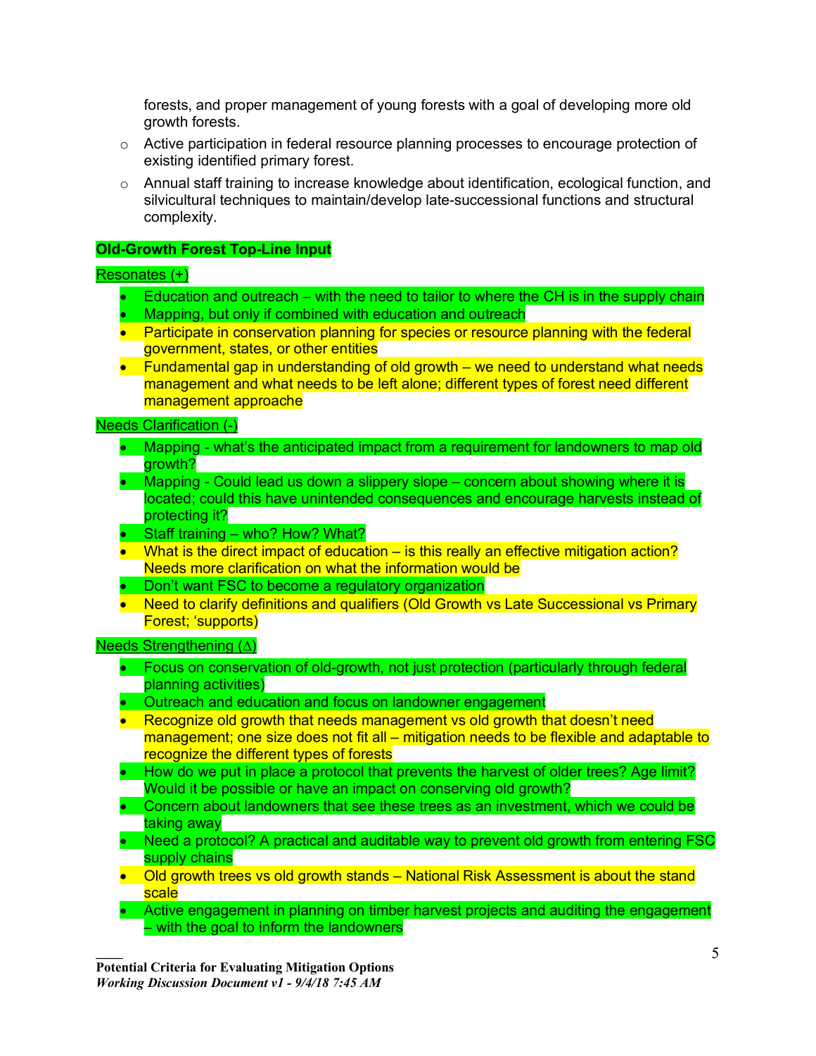forests, and proper management of young forests with a goal of developing more old growth forests.

  - Active participation in federal resource planning processes to encourage protection of existing identified primary forest.
  - Annual staff training to increase knowledge about identification, ecological function, and silvicultural techniques to maintain/develop late-successional functions and structural complexity.

**Old-Growth Forest Top-Line Input**

Resonates (+)

- Education and outreach – with the need to tailor to where the CH is in the supply chain
- Mapping, but only if combined with education and outreach
- Participate in conservation planning for species or resource planning with the federal government, states, or other entities
- Fundamental gap in understanding of old growth – we need to understand what needs management and what needs to be left alone; different types of forest need different management approache

Needs Clarification (-)

- Mapping - what's the anticipated impact from a requirement for landowners to map old growth?
- Mapping - Could lead us down a slippery slope – concern about showing where it is located; could this have unintended consequences and encourage harvests instead of protecting it?
- Staff training – who? How? What?
- What is the direct impact of education – is this really an effective mitigation action? Needs more clarification on what the information would be
- Don't want FSC to become a regulatory organization
- Need to clarify definitions and qualifiers (Old Growth vs Late Successional vs Primary Forest; 'supports)

Needs Strengthening (Δ)

- Focus on conservation of old-growth, not just protection (particularly through federal planning activities)
- Outreach and education and focus on landowner engagement
- Recognize old growth that needs management vs old growth that doesn't need management; one size does not fit all – mitigation needs to be flexible and adaptable to recognize the different types of forests
- How do we put in place a protocol that prevents the harvest of older trees? Age limit? Would it be possible or have an impact on conserving old growth?
- Concern about landowners that see these trees as an investment, which we could be taking away
- Need a protocol? A practical and auditable way to prevent old growth from entering FSC supply chains
- Old growth trees vs old growth stands – National Risk Assessment is about the stand scale
- Active engagement in planning on timber harvest projects and auditing the engagement – with the goal to inform the landowners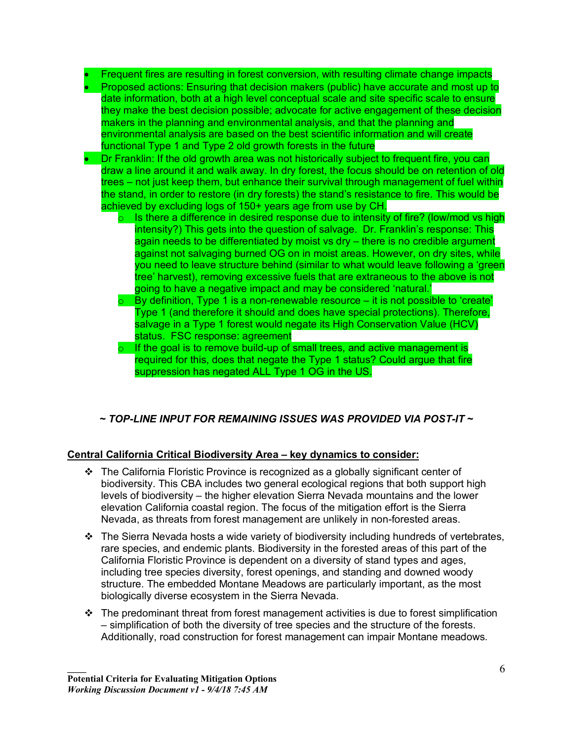- Frequent fires are resulting in forest conversion, with resulting climate change impacts
- Proposed actions: Ensuring that decision makers (public) have accurate and most up to date information, both at a high level conceptual scale and site specific scale to ensure they make the best decision possible; advocate for active engagement of these decision makers in the planning and environmental analysis, and that the planning and environmental analysis are based on the best scientific information and will create functional Type 1 and Type 2 old growth forests in the future
- Dr Franklin: If the old growth area was not historically subject to frequent fire, you can draw a line around it and walk away. In dry forest, the focus should be on retention of old trees – not just keep them, but enhance their survival through management of fuel within the stand, in order to restore (in dry forests) the stand's resistance to fire. This would be achieved by excluding logs of 150+ years age from use by CH.
  - Is there a difference in desired response due to intensity of fire? (low/mod vs high intensity?) This gets into the question of salvage. Dr. Franklin's response: This again needs to be differentiated by moist vs dry – there is no credible argument against not salvaging burned OG on in moist areas. However, on dry sites, while you need to leave structure behind (similar to what would leave following a 'green tree' harvest), removing excessive fuels that are extraneous to the above is not going to have a negative impact and may be considered 'natural.'
  - By definition, Type 1 is a non-renewable resource – it is not possible to 'create' Type 1 (and therefore it should and does have special protections). Therefore, salvage in a Type 1 forest would negate its High Conservation Value (HCV) status. FSC response: agreement
  - If the goal is to remove build-up of small trees, and active management is required for this, does that negate the Type 1 status? Could argue that fire suppression has negated ALL Type 1 OG in the US.

***~ TOP-LINE INPUT FOR REMAINING ISSUES WAS PROVIDED VIA POST-IT ~***

**Central California Critical Biodiversity Area – key dynamics to consider:**

- The California Floristic Province is recognized as a globally significant center of biodiversity. This CBA includes two general ecological regions that both support high levels of biodiversity – the higher elevation Sierra Nevada mountains and the lower elevation California coastal region. The focus of the mitigation effort is the Sierra Nevada, as threats from forest management are unlikely in non-forested areas.
- The Sierra Nevada hosts a wide variety of biodiversity including hundreds of vertebrates, rare species, and endemic plants. Biodiversity in the forested areas of this part of the California Floristic Province is dependent on a diversity of stand types and ages, including tree species diversity, forest openings, and standing and downed woody structure. The embedded Montane Meadows are particularly important, as the most biologically diverse ecosystem in the Sierra Nevada.
- The predominant threat from forest management activities is due to forest simplification – simplification of both the diversity of tree species and the structure of the forests. Additionally, road construction for forest management can impair Montane meadows.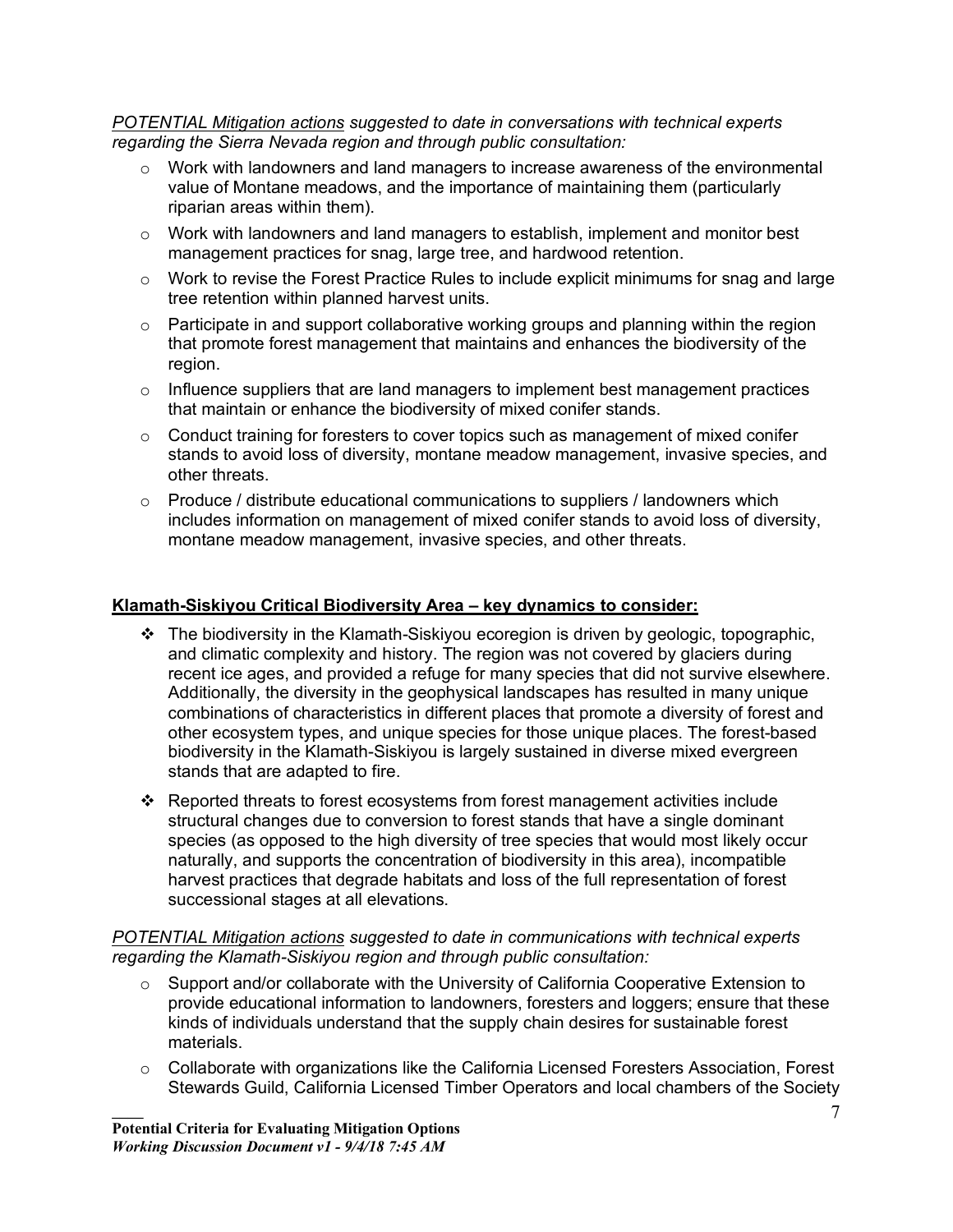*POTENTIAL Mitigation actions suggested to date in conversations with technical experts regarding the Sierra Nevada region and through public consultation:*

- Work with landowners and land managers to increase awareness of the environmental value of Montane meadows, and the importance of maintaining them (particularly riparian areas within them).
- Work with landowners and land managers to establish, implement and monitor best management practices for snag, large tree, and hardwood retention.
- Work to revise the Forest Practice Rules to include explicit minimums for snag and large tree retention within planned harvest units.
- Participate in and support collaborative working groups and planning within the region that promote forest management that maintains and enhances the biodiversity of the region.
- Influence suppliers that are land managers to implement best management practices that maintain or enhance the biodiversity of mixed conifer stands.
- Conduct training for foresters to cover topics such as management of mixed conifer stands to avoid loss of diversity, montane meadow management, invasive species, and other threats.
- Produce / distribute educational communications to suppliers / landowners which includes information on management of mixed conifer stands to avoid loss of diversity, montane meadow management, invasive species, and other threats.

**Klamath-Siskiyou Critical Biodiversity Area – key dynamics to consider:**

- The biodiversity in the Klamath-Siskiyou ecoregion is driven by geologic, topographic, and climatic complexity and history. The region was not covered by glaciers during recent ice ages, and provided a refuge for many species that did not survive elsewhere. Additionally, the diversity in the geophysical landscapes has resulted in many unique combinations of characteristics in different places that promote a diversity of forest and other ecosystem types, and unique species for those unique places. The forest-based biodiversity in the Klamath-Siskiyou is largely sustained in diverse mixed evergreen stands that are adapted to fire.
- Reported threats to forest ecosystems from forest management activities include structural changes due to conversion to forest stands that have a single dominant species (as opposed to the high diversity of tree species that would most likely occur naturally, and supports the concentration of biodiversity in this area), incompatible harvest practices that degrade habitats and loss of the full representation of forest successional stages at all elevations.

*POTENTIAL Mitigation actions suggested to date in communications with technical experts regarding the Klamath-Siskiyou region and through public consultation:*

- Support and/or collaborate with the University of California Cooperative Extension to provide educational information to landowners, foresters and loggers; ensure that these kinds of individuals understand that the supply chain desires for sustainable forest materials.
- Collaborate with organizations like the California Licensed Foresters Association, Forest Stewards Guild, California Licensed Timber Operators and local chambers of the Society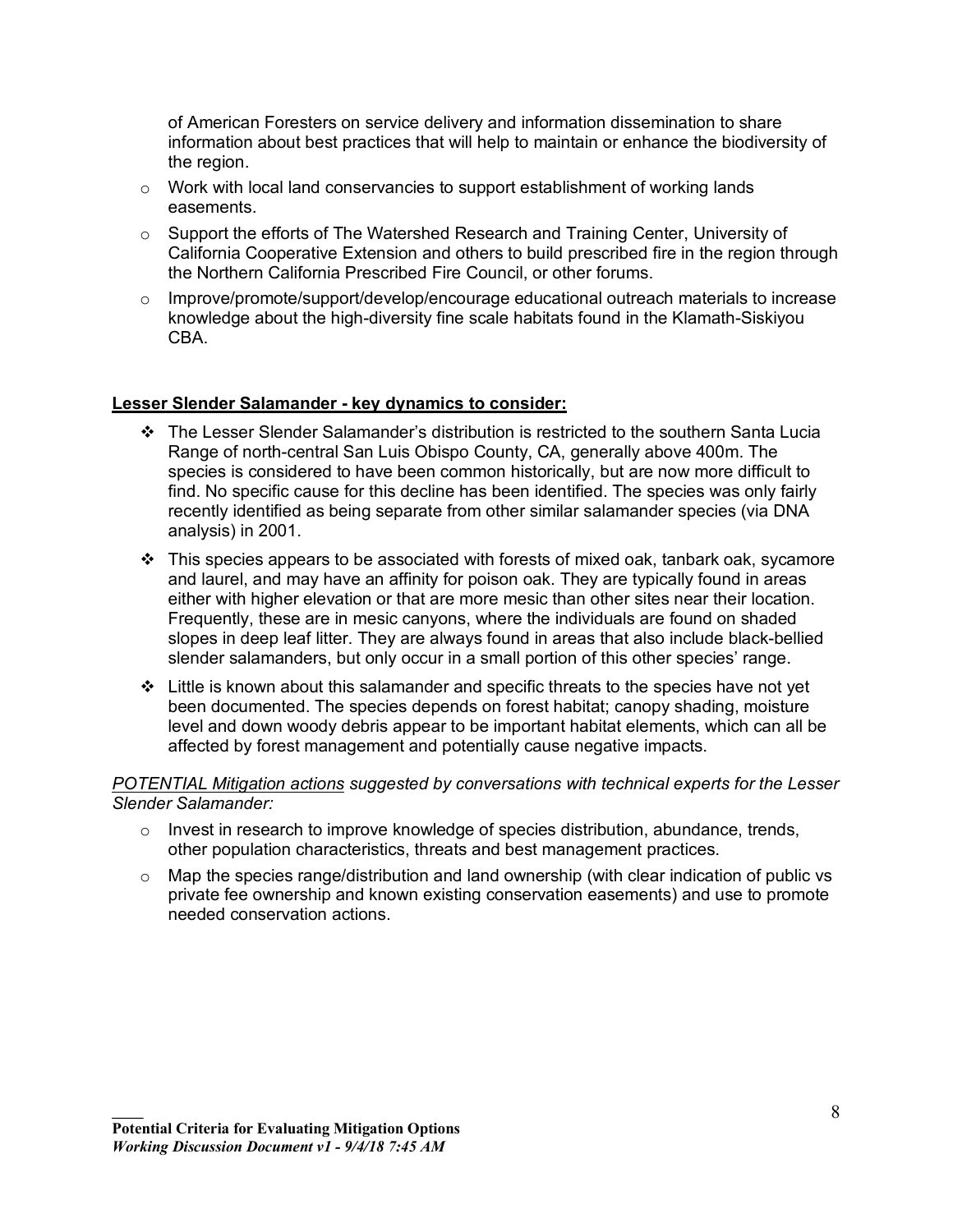of American Foresters on service delivery and information dissemination to share information about best practices that will help to maintain or enhance the biodiversity of the region.

- Work with local land conservancies to support establishment of working lands easements.
- Support the efforts of The Watershed Research and Training Center, University of California Cooperative Extension and others to build prescribed fire in the region through the Northern California Prescribed Fire Council, or other forums.
- Improve/promote/support/develop/encourage educational outreach materials to increase knowledge about the high-diversity fine scale habitats found in the Klamath-Siskiyou CBA.

**Lesser Slender Salamander - key dynamics to consider:**

- The Lesser Slender Salamander's distribution is restricted to the southern Santa Lucia Range of north-central San Luis Obispo County, CA, generally above 400m. The species is considered to have been common historically, but are now more difficult to find. No specific cause for this decline has been identified. The species was only fairly recently identified as being separate from other similar salamander species (via DNA analysis) in 2001.
- This species appears to be associated with forests of mixed oak, tanbark oak, sycamore and laurel, and may have an affinity for poison oak. They are typically found in areas either with higher elevation or that are more mesic than other sites near their location. Frequently, these are in mesic canyons, where the individuals are found on shaded slopes in deep leaf litter. They are always found in areas that also include black-bellied slender salamanders, but only occur in a small portion of this other species' range.
- Little is known about this salamander and specific threats to the species have not yet been documented. The species depends on forest habitat; canopy shading, moisture level and down woody debris appear to be important habitat elements, which can all be affected by forest management and potentially cause negative impacts.

*POTENTIAL Mitigation actions suggested by conversations with technical experts for the Lesser Slender Salamander:*

- Invest in research to improve knowledge of species distribution, abundance, trends, other population characteristics, threats and best management practices.
- Map the species range/distribution and land ownership (with clear indication of public vs private fee ownership and known existing conservation easements) and use to promote needed conservation actions.